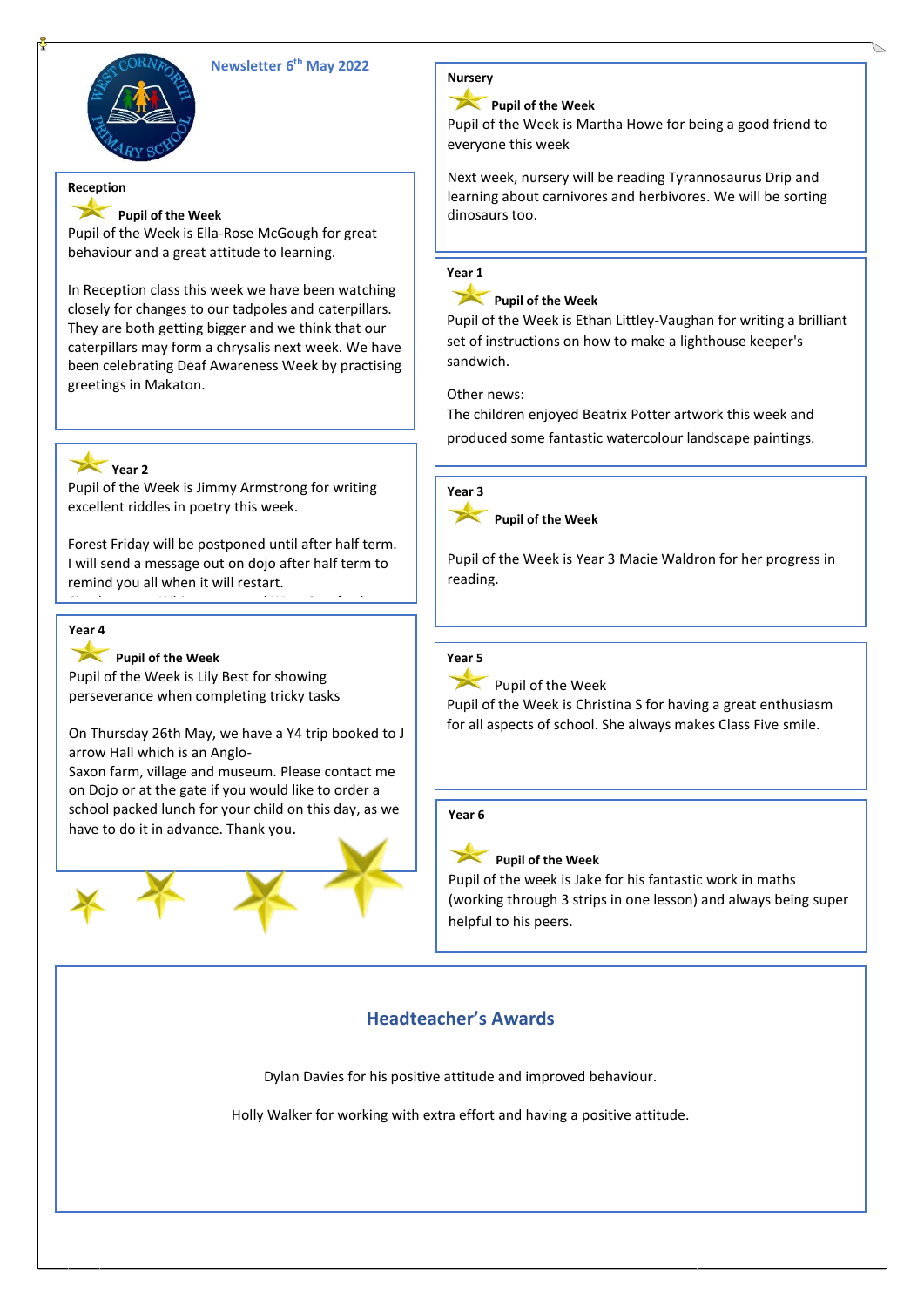# Newsletter 6th May 2022

## Reception

**Pupil of the Week**

Pupil of the Week is Ella-Rose McGough for great behaviour and a great attitude to learning.

In Reception class this week we have been watching closely for changes to our tadpoles and caterpillars. They are both getting bigger and we think that our caterpillars may form a chrysalis next week. We have been celebrating Deaf Awareness Week by practising greetings in Makaton.

## Year 2

Pupil of the Week is Jimmy Armstrong for writing excellent riddles in poetry this week.

Forest Friday will be postponed until after half term. I will send a message out on dojo after half term to remind you all when it will restart.

## Year 4

**Pupil of the Week**

Pupil of the Week is Lily Best for showing perseverance when completing tricky tasks

On Thursday 26th May, we have a Y4 trip booked to J arrow Hall which is an Anglo-Saxon farm, village and museum. Please contact me on Dojo or at the gate if you would like to order a school packed lunch for your child on this day, as we have to do it in advance. Thank you.

## Nursery

**Pupil of the Week**

Pupil of the Week is Martha Howe for being a good friend to everyone this week

Next week, nursery will be reading Tyrannosaurus Drip and learning about carnivores and herbivores. We will be sorting dinosaurs too.

## Year 1

**Pupil of the Week**

Pupil of the Week is Ethan Littley-Vaughan for writing a brilliant set of instructions on how to make a lighthouse keeper's sandwich.

Other news:
The children enjoyed Beatrix Potter artwork this week and produced some fantastic watercolour landscape paintings.

## Year 3

**Pupil of the Week**

Pupil of the Week is Year 3 Macie Waldron for her progress in reading.

## Year 5

Pupil of the Week

Pupil of the Week is Christina S for having a great enthusiasm for all aspects of school. She always makes Class Five smile.

## Year 6

**Pupil of the Week**

Pupil of the week is Jake for his fantastic work in maths (working through 3 strips in one lesson) and always being super helpful to his peers.

## Headteacher's Awards

Dylan Davies for his positive attitude and improved behaviour.

Holly Walker for working with extra effort and having a positive attitude.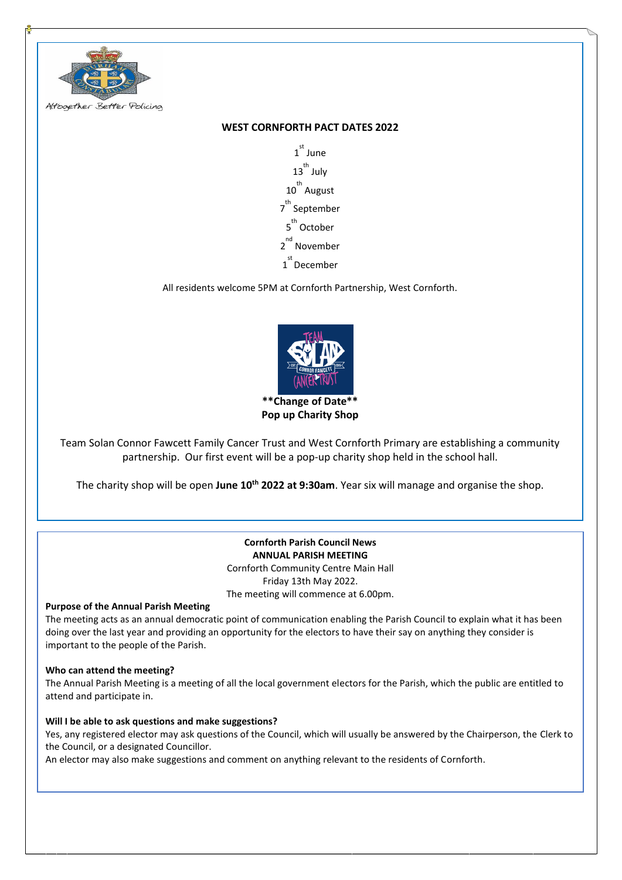Altogether Better Policing

## WEST CORNFORTH PACT DATES 2022

1st June

13th July

10th August

7th September

5th October

2nd November

1st December

All residents welcome 5PM at Cornforth Partnership, West Cornforth.

**\*\*Change of Date\*\***
**Pop up Charity Shop**

Team Solan Connor Fawcett Family Cancer Trust and West Cornforth Primary are establishing a community partnership. Our first event will be a pop-up charity shop held in the school hall.

The charity shop will be open **June 10th 2022 at 9:30am**. Year six will manage and organise the shop.

---

**Cornforth Parish Council News**
**ANNUAL PARISH MEETING**
Cornforth Community Centre Main Hall
Friday 13th May 2022.
The meeting will commence at 6.00pm.

**Purpose of the Annual Parish Meeting**
The meeting acts as an annual democratic point of communication enabling the Parish Council to explain what it has been doing over the last year and providing an opportunity for the electors to have their say on anything they consider is important to the people of the Parish.

**Who can attend the meeting?**
The Annual Parish Meeting is a meeting of all the local government electors for the Parish, which the public are entitled to attend and participate in.

**Will I be able to ask questions and make suggestions?**
Yes, any registered elector may ask questions of the Council, which will usually be answered by the Chairperson, the Clerk to the Council, or a designated Councillor.
An elector may also make suggestions and comment on anything relevant to the residents of Cornforth.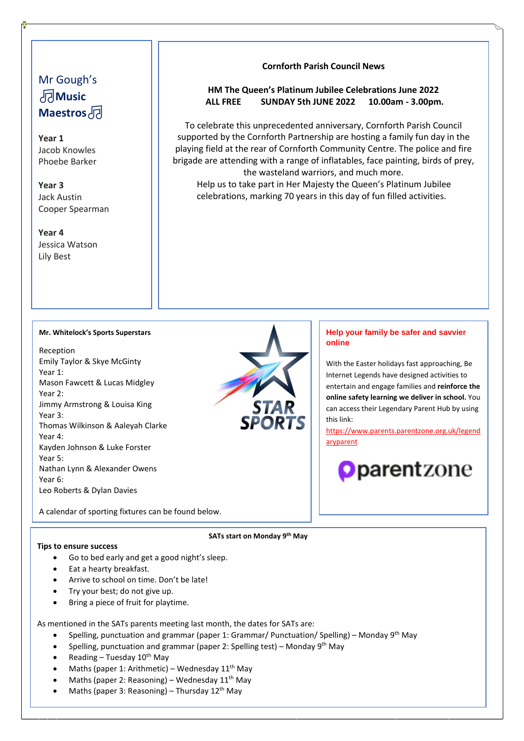## Mr Gough's 🎵Music Maestros🎵

**Year 1**
Jacob Knowles
Phoebe Barker

**Year 3**
Jack Austin
Cooper Spearman

**Year 4**
Jessica Watson
Lily Best

## Cornforth Parish Council News

**HM The Queen's Platinum Jubilee Celebrations June 2022**
**ALL FREE SUNDAY 5th JUNE 2022 10.00am - 3.00pm.**

To celebrate this unprecedented anniversary, Cornforth Parish Council supported by the Cornforth Partnership are hosting a family fun day in the playing field at the rear of Cornforth Community Centre. The police and fire brigade are attending with a range of inflatables, face painting, birds of prey, the wasteland warriors, and much more.
Help us to take part in Her Majesty the Queen's Platinum Jubilee celebrations, marking 70 years in this day of fun filled activities.

## Mr. Whitelock's Sports Superstars

Reception
Emily Taylor & Skye McGinty
Year 1:
Mason Fawcett & Lucas Midgley
Year 2:
Jimmy Armstrong & Louisa King
Year 3:
Thomas Wilkinson & Aaleyah Clarke
Year 4:
Kayden Johnson & Luke Forster
Year 5:
Nathan Lynn & Alexander Owens
Year 6:
Leo Roberts & Dylan Davies

A calendar of sporting fixtures can be found below.

## Help your family be safer and savvier online

With the Easter holidays fast approaching, Be Internet Legends have designed activities to entertain and engage families and **reinforce the online safety learning we deliver in school.** You can access their Legendary Parent Hub by using this link:
https://www.parents.parentzone.org.uk/legendaryparent

## SATs start on Monday 9th May

**Tips to ensure success**

- Go to bed early and get a good night's sleep.
- Eat a hearty breakfast.
- Arrive to school on time. Don't be late!
- Try your best; do not give up.
- Bring a piece of fruit for playtime.

As mentioned in the SATs parents meeting last month, the dates for SATs are:

- Spelling, punctuation and grammar (paper 1: Grammar/ Punctuation/ Spelling) – Monday 9th May
- Spelling, punctuation and grammar (paper 2: Spelling test) – Monday 9th May
- Reading – Tuesday 10th May
- Maths (paper 1: Arithmetic) – Wednesday 11th May
- Maths (paper 2: Reasoning) – Wednesday 11th May
- Maths (paper 3: Reasoning) – Thursday 12th May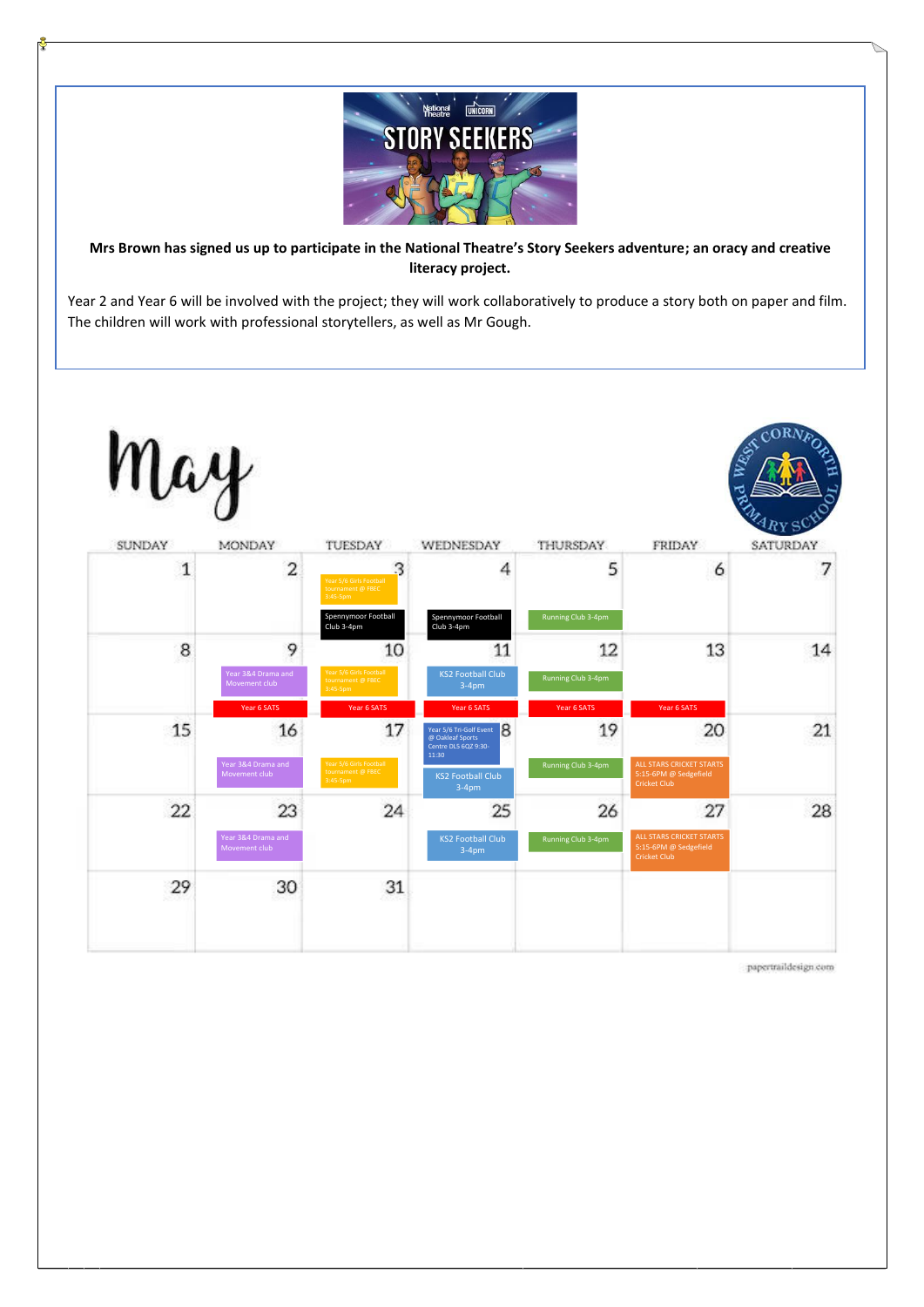**Mrs Brown has signed us up to participate in the National Theatre's Story Seekers adventure; an oracy and creative literacy project.**

Year 2 and Year 6 will be involved with the project; they will work collaboratively to produce a story both on paper and film. The children will work with professional storytellers, as well as Mr Gough.

# May

| SUNDAY | MONDAY | TUESDAY | WEDNESDAY | THURSDAY | FRIDAY | SATURDAY |
|---|---|---|---|---|---|---|
| 1 | 2 | 3<br>Year 5/6 Girls Football tournament @ FBEC 3:45-5pm<br>Spennymoor Football Club 3-4pm | 4<br>Spennymoor Football Club 3-4pm | 5<br>Running Club 3-4pm | 6 | 7 |
| 8 | 9<br>Year 3&4 Drama and Movement club<br>Year 6 SATS | 10<br>Year 5/6 Girls Football tournament @ FBEC 3:45-5pm<br>Year 6 SATS | 11<br>KS2 Football Club 3-4pm<br>Year 6 SATS | 12<br>Running Club 3-4pm<br>Year 6 SATS | 13<br>Year 6 SATS | 14 |
| 15 | 16<br>Year 3&4 Drama and Movement club | 17<br>Year 5/6 Girls Football tournament @ FBEC 3:45-5pm | 18<br>Year 5/6 Tri-Golf Event @ Oakleaf Sports Centre DL5 6QZ 9:30-11:30<br>KS2 Football Club 3-4pm | 19<br>Running Club 3-4pm | 20<br>ALL STARS CRICKET STARTS 5:15-6PM @ Sedgefield Cricket Club | 21 |
| 22 | 23<br>Year 3&4 Drama and Movement club | 24 | 25<br>KS2 Football Club 3-4pm | 26<br>Running Club 3-4pm | 27<br>ALL STARS CRICKET STARTS 5:15-6PM @ Sedgefield Cricket Club | 28 |
| 29 | 30 | 31 | | | | |

papertraildesign.com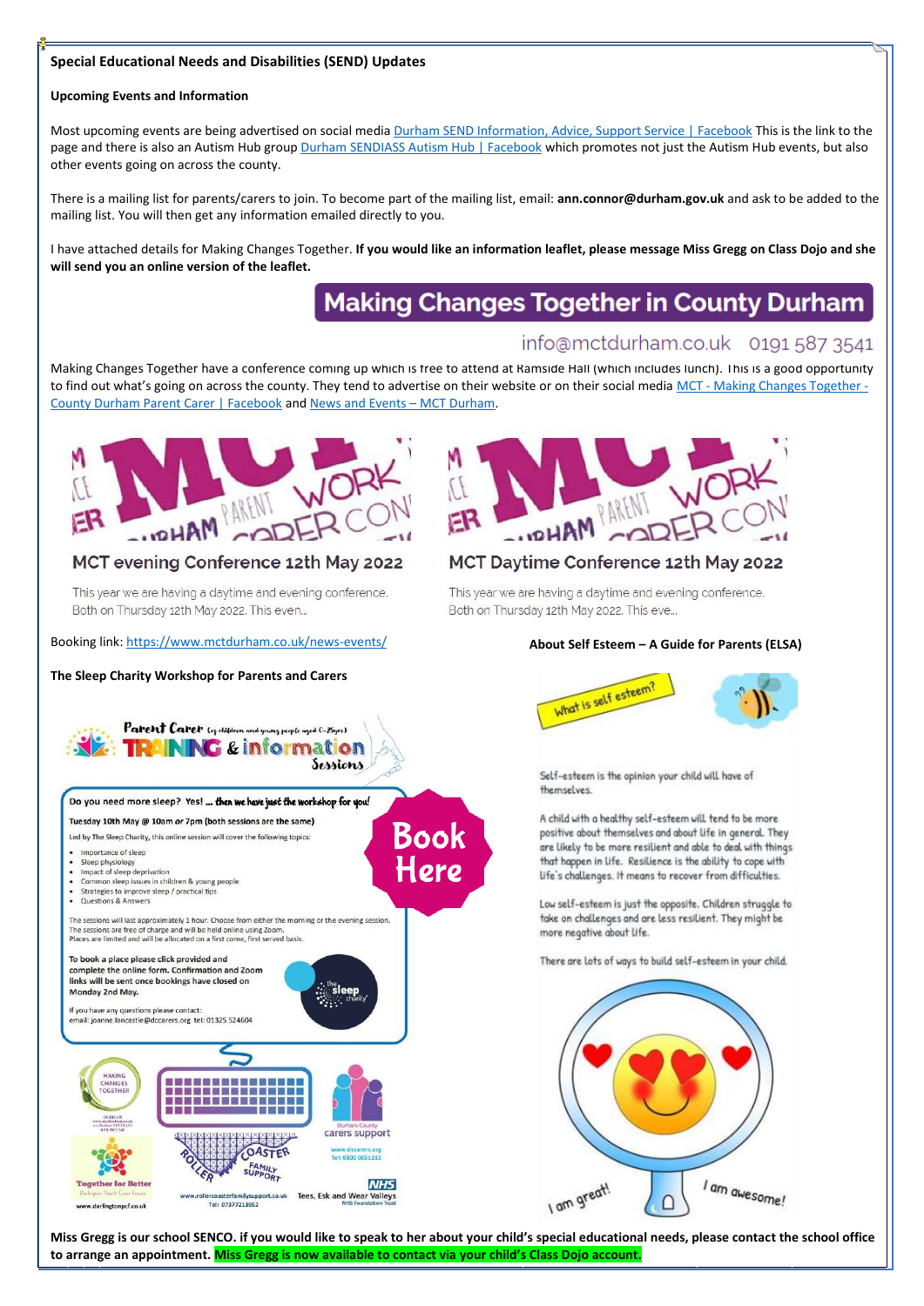**Special Educational Needs and Disabilities (SEND) Updates**

**Upcoming Events and Information**

Most upcoming events are being advertised on social media Durham SEND Information, Advice, Support Service | Facebook This is the link to the page and there is also an Autism Hub group Durham SENDIASS Autism Hub | Facebook which promotes not just the Autism Hub events, but also other events going on across the county.

There is a mailing list for parents/carers to join. To become part of the mailing list, email: **ann.connor@durham.gov.uk** and ask to be added to the mailing list. You will then get any information emailed directly to you.

I have attached details for Making Changes Together. **If you would like an information leaflet, please message Miss Gregg on Class Dojo and she will send you an online version of the leaflet.**

## Making Changes Together in County Durham

info@mctdurham.co.uk 0191 587 3541

Making Changes Together have a conference coming up which is free to attend at Ramside Hall (which includes lunch). This is a good opportunity to find out what's going on across the county. They tend to advertise on their website or on their social media MCT - Making Changes Together - County Durham Parent Carer | Facebook and News and Events – MCT Durham.

### MCT evening Conference 12th May 2022

This year we are having a daytime and evening conference. Both on Thursday 12th May 2022. This even...

### MCT Daytime Conference 12th May 2022

This year we are having a daytime and evening conference. Both on Thursday 12th May 2022. This eve...

Booking link: https://www.mctdurham.co.uk/news-events/

**The Sleep Charity Workshop for Parents and Carers**

Parent Carer (of children and young people aged 0-25yrs) TRAINING & information Sessions

**Do you need more sleep? Yes! ... then we have just the workshop for you!**

**Tuesday 10th May @ 10am *or* 7pm (both sessions are the same)**

Led by The Sleep Charity, this online session will cover the following topics:

- Importance of sleep
- Sleep physiology
- Impact of sleep deprivation
- Common sleep issues in children & young people
- Strategies to improve sleep / practical tips
- Questions & Answers

Book Here

The sessions will last approximately 1 hour. Choose from either the morning or the evening session. The sessions are free of charge and will be held online using Zoom. Places are limited and will be allocated on a first come, first served basis.

**To book a place please click provided and complete the online form. Confirmation and Zoom links will be sent once bookings have closed on Monday 2nd May.**

If you have any questions please contact: email: joanne.lancastle@dccarers.org tel: 01325 524604

Making Changes Together · Durham County carers support www.dccarers.org Tel: 0300 0051213 · Together for Better www.darlingtonpcf.co.uk · Roller Coaster Family Support www.rollercoasterfamilysupport.co.uk Tel: 07377213952 · NHS Tees, Esk and Wear Valleys NHS Foundation Trust

**About Self Esteem – A Guide for Parents (ELSA)**

What is self esteem?

Self-esteem is the opinion your child will have of themselves.

A child with a healthy self-esteem will tend to be more positive about themselves and about life in general. They are likely to be more resilient and able to deal with things that happen in life. Resilience is the ability to cope with life's challenges. It means to recover from difficulties.

Low self-esteem is just the opposite. Children struggle to take on challenges and are less resilient. They might be more negative about life.

There are lots of ways to build self-esteem in your child.

I am great! I am awesome!

**Miss Gregg is our school SENCO. if you would like to speak to her about your child's special educational needs, please contact the school office to arrange an appointment. Miss Gregg is now available to contact via your child's Class Dojo account.**